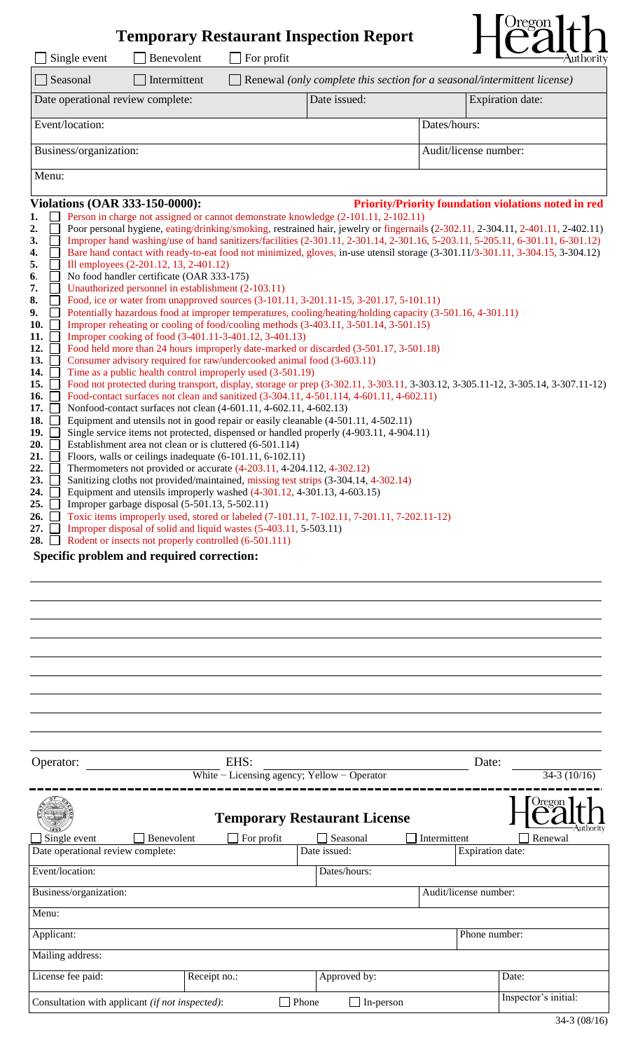# Temporary Restaurant Inspection Report

☐ Single event ☐ Benevolent ☐ For profit

| ☐ Seasonal ☐ Intermittent ☐ Renewal *(only complete this section for a seasonal/intermittent license)* | | |
|---|---|---|
| Date operational review complete: | Date issued: | Expiration date: |
| Event/location: | | Dates/hours: |
| Business/organization: | | Audit/license number: |
| Menu: | | |

**Violations (OAR 333-150-0000):** **Priority/Priority foundation violations noted in red**

1. ☐ Person in charge not assigned or cannot demonstrate knowledge (2-101.11, 2-102.11)
2. ☐ Poor personal hygiene, eating/drinking/smoking, restrained hair, jewelry or fingernails (2-302.11, 2-304.11, 2-401.11, 2-402.11)
3. ☐ Improper hand washing/use of hand sanitizers/facilities (2-301.11, 2-301.14, 2-301.16, 5-203.11, 5-205.11, 6-301.11, 6-301.12)
4. ☐ Bare hand contact with ready-to-eat food not minimized, gloves, in-use utensil storage (3-301.11/3-301.11, 3-304.15, 3-304.12)
5. ☐ Ill employees (2-201.12, 13, 2-401.12)
6. ☐ No food handler certificate (OAR 333-175)
7. ☐ Unauthorized personnel in establishment (2-103.11)
8. ☐ Food, ice or water from unapproved sources (3-101.11, 3-201.11-15, 3-201.17, 5-101.11)
9. ☐ Potentially hazardous food at improper temperatures, cooling/heating/holding capacity (3-501.16, 4-301.11)
10. ☐ Improper reheating or cooling of food/cooling methods (3-403.11, 3-501.14, 3-501.15)
11. ☐ Improper cooking of food (3-401.11-3-401.12, 3-401.13)
12. ☐ Food held more than 24 hours improperly date-marked or discarded (3-501.17, 3-501.18)
13. ☐ Consumer advisory required for raw/undercooked animal food (3-603.11)
14. ☐ Time as a public health control improperly used (3-501.19)
15. ☐ Food not protected during transport, display, storage or prep (3-302.11, 3-303.11, 3-303.12, 3-305.11-12, 3-305.14, 3-307.11-12)
16. ☐ Food-contact surfaces not clean and sanitized (3-304.11, 4-501.114, 4-601.11, 4-602.11)
17. ☐ Nonfood-contact surfaces not clean (4-601.11, 4-602.11, 4-602.13)
18. ☐ Equipment and utensils not in good repair or easily cleanable (4-501.11, 4-502.11)
19. ☐ Single service items not protected, dispensed or handled properly (4-903.11, 4-904.11)
20. ☐ Establishment area not clean or is cluttered (6-501.114)
21. ☐ Floors, walls or ceilings inadequate (6-101.11, 6-102.11)
22. ☐ Thermometers not provided or accurate (4-203.11, 4-204.112, 4-302.12)
23. ☐ Sanitizing cloths not provided/maintained, missing test strips (3-304.14, 4-302.14)
24. ☐ Equipment and utensils improperly washed (4-301.12, 4-301.13, 4-603.15)
25. ☐ Improper garbage disposal (5-501.13, 5-502.11)
26. ☐ Toxic items improperly used, stored or labeled (7-101.11, 7-102.11, 7-201.11, 7-202.11-12)
27. ☐ Improper disposal of solid and liquid wastes (5-403.11, 5-503.11)
28. ☐ Rodent or insects not properly controlled (6-501.111)

**Specific problem and required correction:**

Operator: ______________ EHS: ______________ Date: ______________

White – Licensing agency; Yellow – Operator

34-3 (10/16)

---

# Temporary Restaurant License

☐ Single event ☐ Benevolent ☐ For profit ☐ Seasonal ☐ Intermittent ☐ Renewal

| Date operational review complete: | | Date issued: | Expiration date: |
|---|---|---|---|
| Event/location: | | Dates/hours: | |
| Business/organization: | | | Audit/license number: |
| Menu: | | | |
| Applicant: | | | Phone number: |
| Mailing address: | | | |
| License fee paid: | Receipt no.: | Approved by: | Date: |
| Consultation with applicant *(if not inspected)*: | ☐ Phone | ☐ In-person | Inspector's initial: |

34-3 (08/16)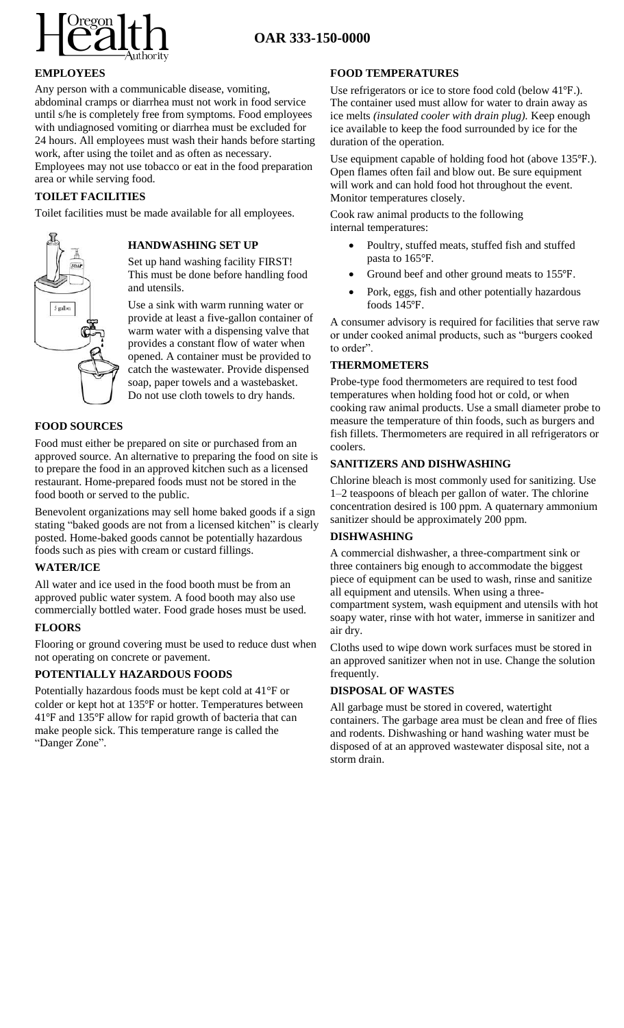# OAR 333-150-0000

## EMPLOYEES

Any person with a communicable disease, vomiting, abdominal cramps or diarrhea must not work in food service until s/he is completely free from symptoms. Food employees with undiagnosed vomiting or diarrhea must be excluded for 24 hours. All employees must wash their hands before starting work, after using the toilet and as often as necessary. Employees may not use tobacco or eat in the food preparation area or while serving food.

## TOILET FACILITIES

Toilet facilities must be made available for all employees.

## HANDWASHING SET UP

Set up hand washing facility FIRST! This must be done before handling food and utensils.

Use a sink with warm running water or provide at least a five-gallon container of warm water with a dispensing valve that provides a constant flow of water when opened. A container must be provided to catch the wastewater. Provide dispensed soap, paper towels and a wastebasket. Do not use cloth towels to dry hands.

## FOOD SOURCES

Food must either be prepared on site or purchased from an approved source. An alternative to preparing the food on site is to prepare the food in an approved kitchen such as a licensed restaurant. Home-prepared foods must not be stored in the food booth or served to the public.

Benevolent organizations may sell home baked goods if a sign stating "baked goods are not from a licensed kitchen" is clearly posted. Home-baked goods cannot be potentially hazardous foods such as pies with cream or custard fillings.

## WATER/ICE

All water and ice used in the food booth must be from an approved public water system. A food booth may also use commercially bottled water. Food grade hoses must be used.

## FLOORS

Flooring or ground covering must be used to reduce dust when not operating on concrete or pavement.

## POTENTIALLY HAZARDOUS FOODS

Potentially hazardous foods must be kept cold at 41°F or colder or kept hot at 135°F or hotter. Temperatures between 41°F and 135°F allow for rapid growth of bacteria that can make people sick. This temperature range is called the "Danger Zone".

## FOOD TEMPERATURES

Use refrigerators or ice to store food cold (below 41°F.). The container used must allow for water to drain away as ice melts *(insulated cooler with drain plug).* Keep enough ice available to keep the food surrounded by ice for the duration of the operation.

Use equipment capable of holding food hot (above 135°F.). Open flames often fail and blow out. Be sure equipment will work and can hold food hot throughout the event. Monitor temperatures closely.

Cook raw animal products to the following internal temperatures:

- Poultry, stuffed meats, stuffed fish and stuffed pasta to 165°F.
- Ground beef and other ground meats to 155°F.
- Pork, eggs, fish and other potentially hazardous foods 145°F.

A consumer advisory is required for facilities that serve raw or under cooked animal products, such as "burgers cooked to order".

## THERMOMETERS

Probe-type food thermometers are required to test food temperatures when holding food hot or cold, or when cooking raw animal products. Use a small diameter probe to measure the temperature of thin foods, such as burgers and fish fillets. Thermometers are required in all refrigerators or coolers.

## SANITIZERS AND DISHWASHING

Chlorine bleach is most commonly used for sanitizing. Use 1–2 teaspoons of bleach per gallon of water. The chlorine concentration desired is 100 ppm. A quaternary ammonium sanitizer should be approximately 200 ppm.

## DISHWASHING

A commercial dishwasher, a three-compartment sink or three containers big enough to accommodate the biggest piece of equipment can be used to wash, rinse and sanitize all equipment and utensils. When using a three-compartment system, wash equipment and utensils with hot soapy water, rinse with hot water, immerse in sanitizer and air dry.

Cloths used to wipe down work surfaces must be stored in an approved sanitizer when not in use. Change the solution frequently.

## DISPOSAL OF WASTES

All garbage must be stored in covered, watertight containers. The garbage area must be clean and free of flies and rodents. Dishwashing or hand washing water must be disposed of at an approved wastewater disposal site, not a storm drain.